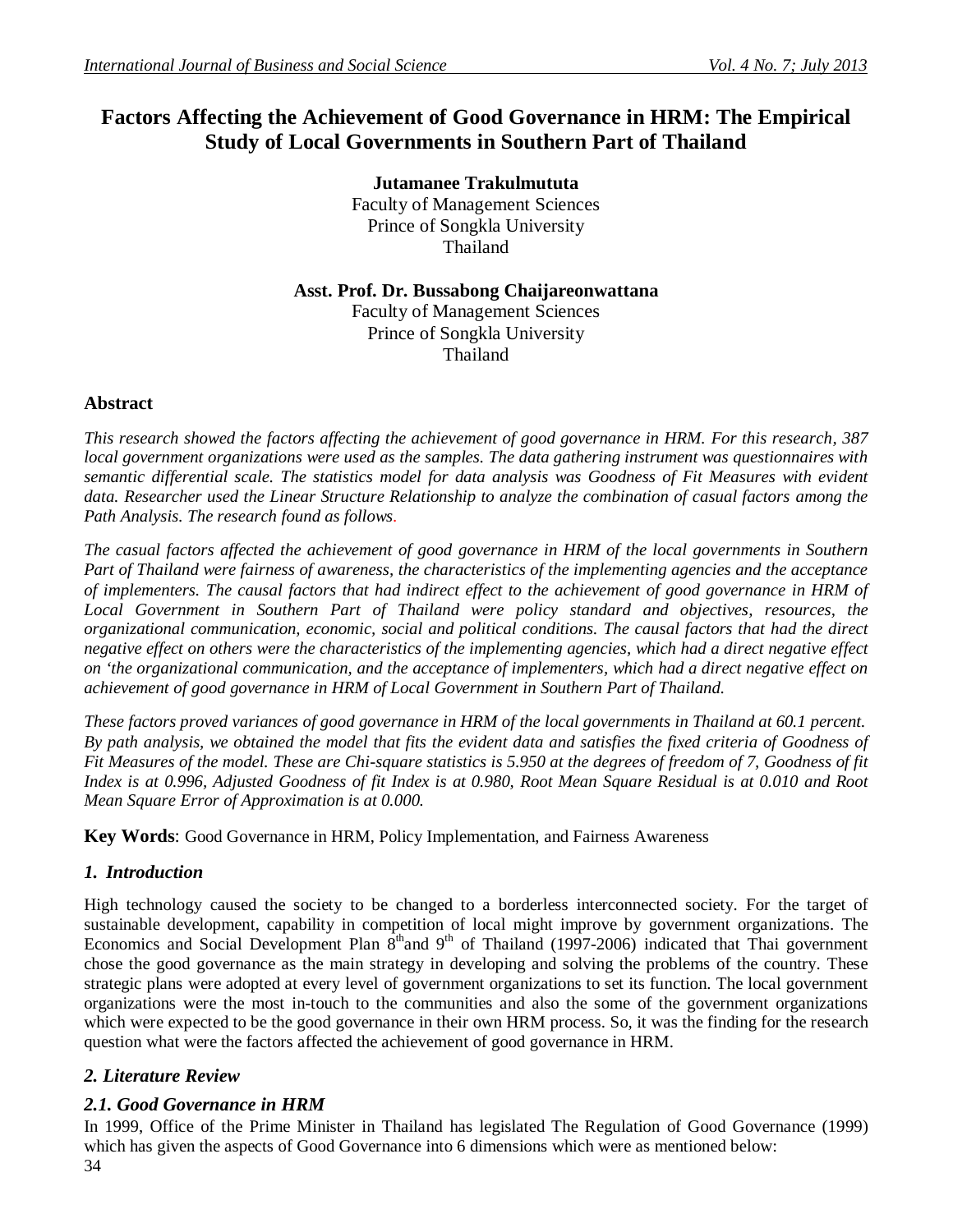# Factors Affecting the Achievement of Good Governance in HRM: The Empirical Study of Local Governments in Southern Part of Thailand

**Jutamanee Trakulmututa**
Faculty of Management Sciences
Prince of Songkla University
Thailand

**Asst. Prof. Dr. Bussabong Chaijareonwattana**
Faculty of Management Sciences
Prince of Songkla University
Thailand

## Abstract

*This research showed the factors affecting the achievement of good governance in HRM. For this research, 387 local government organizations were used as the samples. The data gathering instrument was questionnaires with semantic differential scale. The statistics model for data analysis was Goodness of Fit Measures with evident data. Researcher used the Linear Structure Relationship to analyze the combination of casual factors among the Path Analysis. The research found as follows.*

*The casual factors affected the achievement of good governance in HRM of the local governments in Southern Part of Thailand were fairness of awareness, the characteristics of the implementing agencies and the acceptance of implementers. The causal factors that had indirect effect to the achievement of good governance in HRM of Local Government in Southern Part of Thailand were policy standard and objectives, resources, the organizational communication, economic, social and political conditions. The causal factors that had the direct negative effect on others were the characteristics of the implementing agencies, which had a direct negative effect on 'the organizational communication, and the acceptance of implementers, which had a direct negative effect on achievement of good governance in HRM of Local Government in Southern Part of Thailand.*

*These factors proved variances of good governance in HRM of the local governments in Thailand at 60.1 percent. By path analysis, we obtained the model that fits the evident data and satisfies the fixed criteria of Goodness of Fit Measures of the model. These are Chi-square statistics is 5.950 at the degrees of freedom of 7, Goodness of fit Index is at 0.996, Adjusted Goodness of fit Index is at 0.980, Root Mean Square Residual is at 0.010 and Root Mean Square Error of Approximation is at 0.000.*

**Key Words**: Good Governance in HRM, Policy Implementation, and Fairness Awareness

## *1. Introduction*

High technology caused the society to be changed to a borderless interconnected society. For the target of sustainable development, capability in competition of local might improve by government organizations. The Economics and Social Development Plan 8th and 9th of Thailand (1997-2006) indicated that Thai government chose the good governance as the main strategy in developing and solving the problems of the country. These strategic plans were adopted at every level of government organizations to set its function. The local government organizations were the most in-touch to the communities and also the some of the government organizations which were expected to be the good governance in their own HRM process. So, it was the finding for the research question what were the factors affected the achievement of good governance in HRM.

## *2. Literature Review*

### *2.1. Good Governance in HRM*

In 1999, Office of the Prime Minister in Thailand has legislated The Regulation of Good Governance (1999) which has given the aspects of Good Governance into 6 dimensions which were as mentioned below: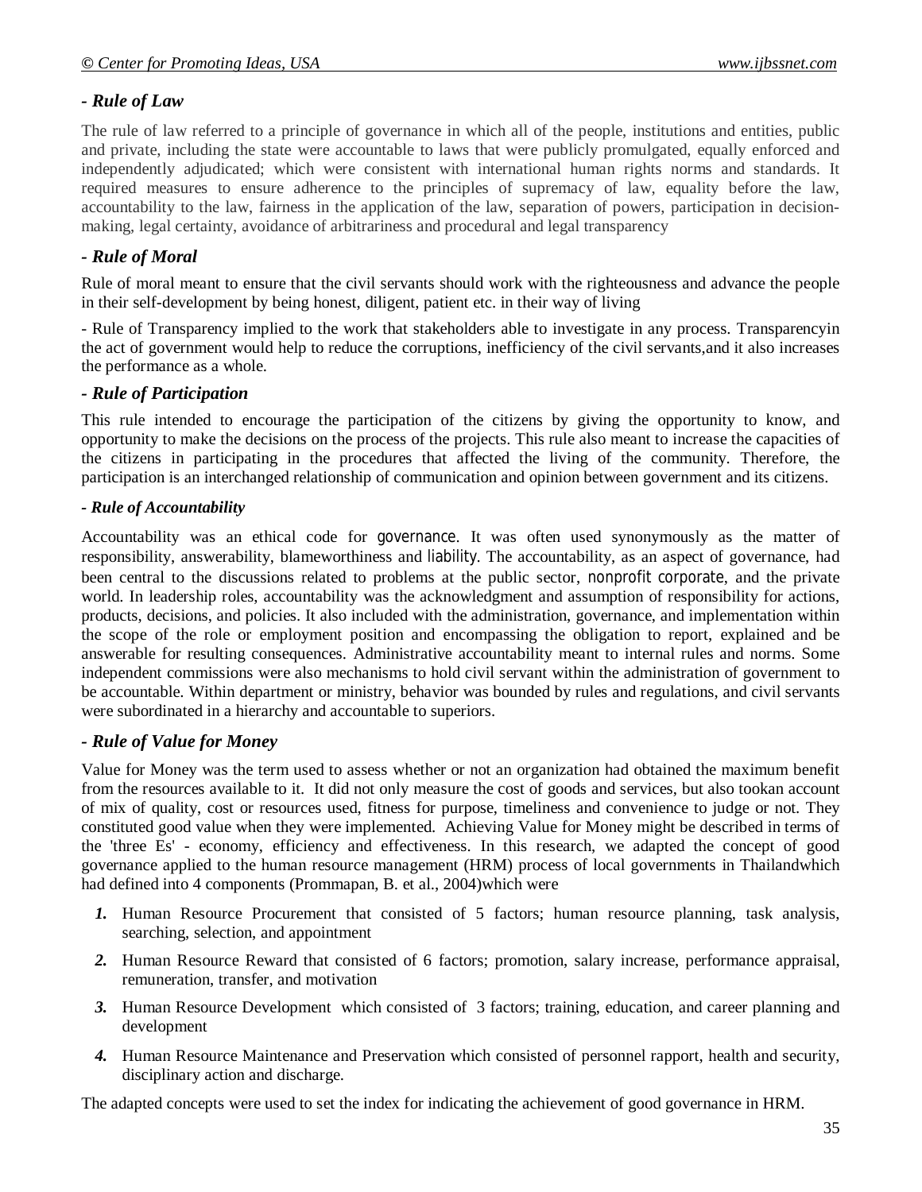### - *Rule of Law*

The rule of law referred to a principle of governance in which all of the people, institutions and entities, public and private, including the state were accountable to laws that were publicly promulgated, equally enforced and independently adjudicated; which were consistent with international human rights norms and standards. It required measures to ensure adherence to the principles of supremacy of law, equality before the law, accountability to the law, fairness in the application of the law, separation of powers, participation in decision-making, legal certainty, avoidance of arbitrariness and procedural and legal transparency

### - *Rule of Moral*

Rule of moral meant to ensure that the civil servants should work with the righteousness and advance the people in their self-development by being honest, diligent, patient etc. in their way of living

- Rule of Transparency implied to the work that stakeholders able to investigate in any process. Transparencyin the act of government would help to reduce the corruptions, inefficiency of the civil servants,and it also increases the performance as a whole.

### - *Rule of Participation*

This rule intended to encourage the participation of the citizens by giving the opportunity to know, and opportunity to make the decisions on the process of the projects. This rule also meant to increase the capacities of the citizens in participating in the procedures that affected the living of the community. Therefore, the participation is an interchanged relationship of communication and opinion between government and its citizens.

### - *Rule of Accountability*

Accountability was an ethical code for governance. It was often used synonymously as the matter of responsibility, answerability, blameworthiness and liability. The accountability, as an aspect of governance, had been central to the discussions related to problems at the public sector, nonprofit corporate, and the private world. In leadership roles, accountability was the acknowledgment and assumption of responsibility for actions, products, decisions, and policies. It also included with the administration, governance, and implementation within the scope of the role or employment position and encompassing the obligation to report, explained and be answerable for resulting consequences. Administrative accountability meant to internal rules and norms. Some independent commissions were also mechanisms to hold civil servant within the administration of government to be accountable. Within department or ministry, behavior was bounded by rules and regulations, and civil servants were subordinated in a hierarchy and accountable to superiors.

### - *Rule of Value for Money*

Value for Money was the term used to assess whether or not an organization had obtained the maximum benefit from the resources available to it. It did not only measure the cost of goods and services, but also tookan account of mix of quality, cost or resources used, fitness for purpose, timeliness and convenience to judge or not. They constituted good value when they were implemented. Achieving Value for Money might be described in terms of the 'three Es' - economy, efficiency and effectiveness. In this research, we adapted the concept of good governance applied to the human resource management (HRM) process of local governments in Thailandwhich had defined into 4 components (Prommapan, B. et al., 2004)which were

1. Human Resource Procurement that consisted of 5 factors; human resource planning, task analysis, searching, selection, and appointment
2. Human Resource Reward that consisted of 6 factors; promotion, salary increase, performance appraisal, remuneration, transfer, and motivation
3. Human Resource Development which consisted of 3 factors; training, education, and career planning and development
4. Human Resource Maintenance and Preservation which consisted of personnel rapport, health and security, disciplinary action and discharge.

The adapted concepts were used to set the index for indicating the achievement of good governance in HRM.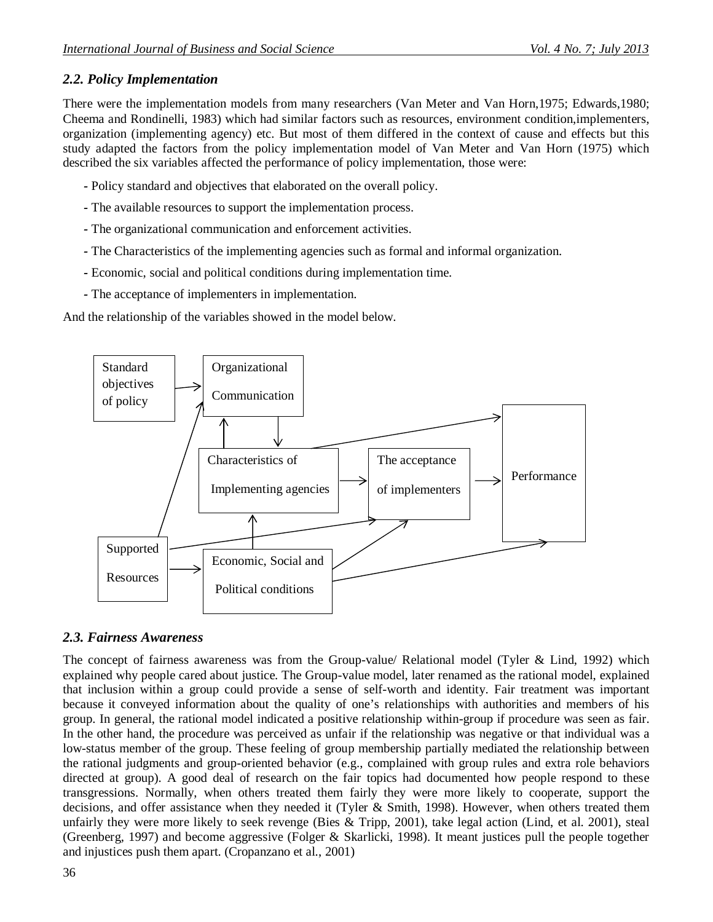### *2.2. Policy Implementation*

There were the implementation models from many researchers (Van Meter and Van Horn,1975; Edwards,1980; Cheema and Rondinelli, 1983) which had similar factors such as resources, environment condition,implementers, organization (implementing agency) etc. But most of them differed in the context of cause and effects but this study adapted the factors from the policy implementation model of Van Meter and Van Horn (1975) which described the six variables affected the performance of policy implementation, those were:

- Policy standard and objectives that elaborated on the overall policy.
- The available resources to support the implementation process.
- The organizational communication and enforcement activities.
- The Characteristics of the implementing agencies such as formal and informal organization.
- Economic, social and political conditions during implementation time.
- The acceptance of implementers in implementation.

And the relationship of the variables showed in the model below.

Standard objectives of policy

Organizational Communication

Characteristics of Implementing agencies

The acceptance of implementers

Performance

Supported Resources

Economic, Social and Political conditions

### *2.3. Fairness Awareness*

The concept of fairness awareness was from the Group-value/ Relational model (Tyler & Lind, 1992) which explained why people cared about justice. The Group-value model, later renamed as the rational model, explained that inclusion within a group could provide a sense of self-worth and identity. Fair treatment was important because it conveyed information about the quality of one's relationships with authorities and members of his group. In general, the rational model indicated a positive relationship within-group if procedure was seen as fair. In the other hand, the procedure was perceived as unfair if the relationship was negative or that individual was a low-status member of the group. These feeling of group membership partially mediated the relationship between the rational judgments and group-oriented behavior (e.g., complained with group rules and extra role behaviors directed at group). A good deal of research on the fair topics had documented how people respond to these transgressions. Normally, when others treated them fairly they were more likely to cooperate, support the decisions, and offer assistance when they needed it (Tyler & Smith, 1998). However, when others treated them unfairly they were more likely to seek revenge (Bies & Tripp, 2001), take legal action (Lind, et al. 2001), steal (Greenberg, 1997) and become aggressive (Folger & Skarlicki, 1998). It meant justices pull the people together and injustices push them apart. (Cropanzano et al., 2001)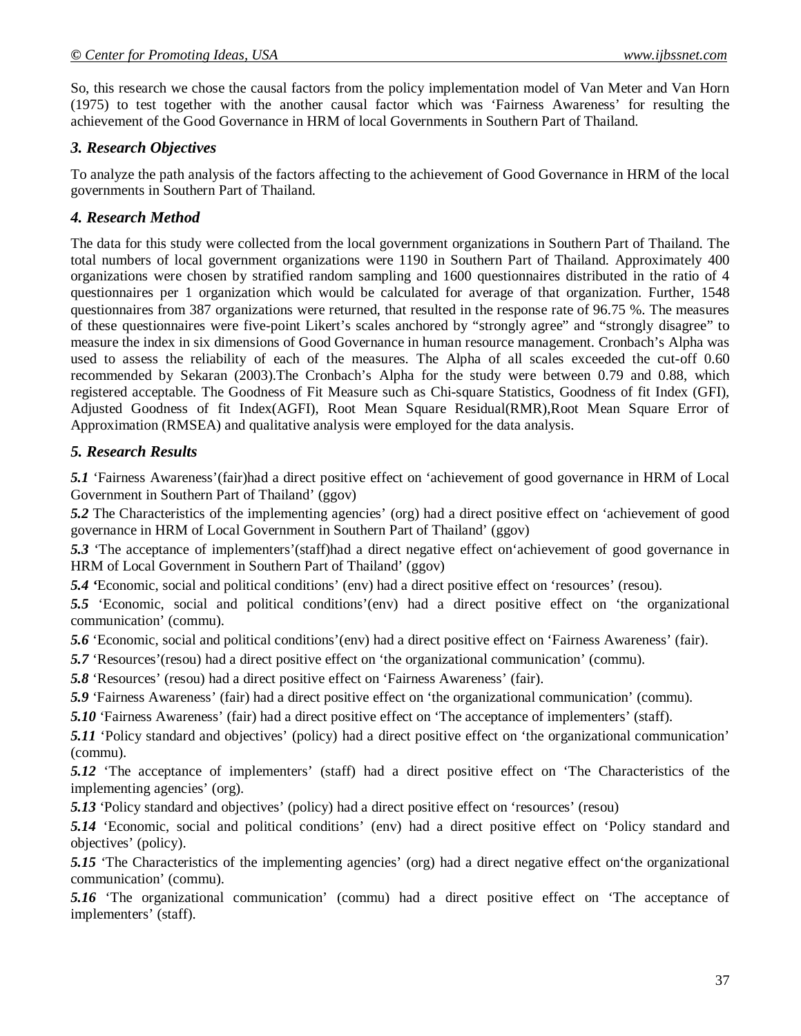So, this research we chose the causal factors from the policy implementation model of Van Meter and Van Horn (1975) to test together with the another causal factor which was 'Fairness Awareness' for resulting the achievement of the Good Governance in HRM of local Governments in Southern Part of Thailand.

### *3. Research Objectives*

To analyze the path analysis of the factors affecting to the achievement of Good Governance in HRM of the local governments in Southern Part of Thailand.

### *4. Research Method*

The data for this study were collected from the local government organizations in Southern Part of Thailand. The total numbers of local government organizations were 1190 in Southern Part of Thailand. Approximately 400 organizations were chosen by stratified random sampling and 1600 questionnaires distributed in the ratio of 4 questionnaires per 1 organization which would be calculated for average of that organization. Further, 1548 questionnaires from 387 organizations were returned, that resulted in the response rate of 96.75 %. The measures of these questionnaires were five-point Likert's scales anchored by "strongly agree" and "strongly disagree" to measure the index in six dimensions of Good Governance in human resource management. Cronbach's Alpha was used to assess the reliability of each of the measures. The Alpha of all scales exceeded the cut-off 0.60 recommended by Sekaran (2003).The Cronbach's Alpha for the study were between 0.79 and 0.88, which registered acceptable. The Goodness of Fit Measure such as Chi-square Statistics, Goodness of fit Index (GFI), Adjusted Goodness of fit Index(AGFI), Root Mean Square Residual(RMR),Root Mean Square Error of Approximation (RMSEA) and qualitative analysis were employed for the data analysis.

### *5. Research Results*

***5.1*** 'Fairness Awareness'(fair)had a direct positive effect on 'achievement of good governance in HRM of Local Government in Southern Part of Thailand' (ggov)

***5.2*** The Characteristics of the implementing agencies' (org) had a direct positive effect on 'achievement of good governance in HRM of Local Government in Southern Part of Thailand' (ggov)

***5.3*** 'The acceptance of implementers'(staff)had a direct negative effect on'achievement of good governance in HRM of Local Government in Southern Part of Thailand' (ggov)

***5.4 '***Economic, social and political conditions' (env) had a direct positive effect on 'resources' (resou).

***5.5*** 'Economic, social and political conditions'(env) had a direct positive effect on 'the organizational communication' (commu).

***5.6*** 'Economic, social and political conditions'(env) had a direct positive effect on 'Fairness Awareness' (fair).

***5.7*** 'Resources'(resou) had a direct positive effect on 'the organizational communication' (commu).

***5.8*** 'Resources' (resou) had a direct positive effect on 'Fairness Awareness' (fair).

***5.9*** 'Fairness Awareness' (fair) had a direct positive effect on 'the organizational communication' (commu).

***5.10*** 'Fairness Awareness' (fair) had a direct positive effect on 'The acceptance of implementers' (staff).

***5.11*** 'Policy standard and objectives' (policy) had a direct positive effect on 'the organizational communication' (commu).

***5.12*** 'The acceptance of implementers' (staff) had a direct positive effect on 'The Characteristics of the implementing agencies' (org).

***5.13*** 'Policy standard and objectives' (policy) had a direct positive effect on 'resources' (resou)

***5.14*** 'Economic, social and political conditions' (env) had a direct positive effect on 'Policy standard and objectives' (policy).

***5.15*** 'The Characteristics of the implementing agencies' (org) had a direct negative effect on'the organizational communication' (commu).

***5.16*** 'The organizational communication' (commu) had a direct positive effect on 'The acceptance of implementers' (staff).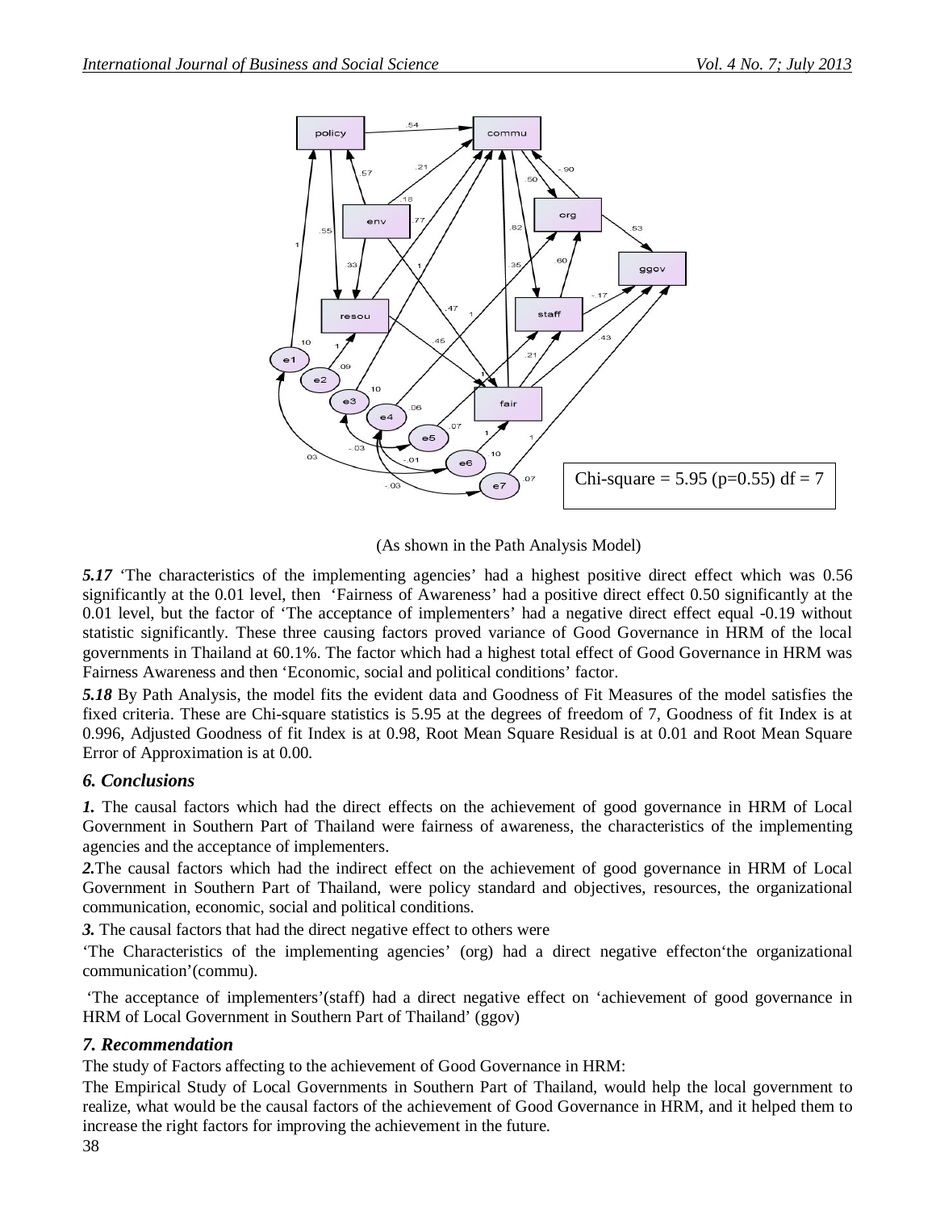Chi-square = 5.95 (p=0.55) df = 7

(As shown in the Path Analysis Model)

***5.17*** 'The characteristics of the implementing agencies' had a highest positive direct effect which was 0.56 significantly at the 0.01 level, then 'Fairness of Awareness' had a positive direct effect 0.50 significantly at the 0.01 level, but the factor of 'The acceptance of implementers' had a negative direct effect equal -0.19 without statistic significantly. These three causing factors proved variance of Good Governance in HRM of the local governments in Thailand at 60.1%. The factor which had a highest total effect of Good Governance in HRM was Fairness Awareness and then 'Economic, social and political conditions' factor.

***5.18*** By Path Analysis, the model fits the evident data and Goodness of Fit Measures of the model satisfies the fixed criteria. These are Chi-square statistics is 5.95 at the degrees of freedom of 7, Goodness of fit Index is at 0.996, Adjusted Goodness of fit Index is at 0.98, Root Mean Square Residual is at 0.01 and Root Mean Square Error of Approximation is at 0.00.

### *6. Conclusions*

***1.*** The causal factors which had the direct effects on the achievement of good governance in HRM of Local Government in Southern Part of Thailand were fairness of awareness, the characteristics of the implementing agencies and the acceptance of implementers.

***2.***The causal factors which had the indirect effect on the achievement of good governance in HRM of Local Government in Southern Part of Thailand, were policy standard and objectives, resources, the organizational communication, economic, social and political conditions.

***3.*** The causal factors that had the direct negative effect to others were

'The Characteristics of the implementing agencies' (org) had a direct negative effecton'the organizational communication'(commu).

'The acceptance of implementers'(staff) had a direct negative effect on 'achievement of good governance in HRM of Local Government in Southern Part of Thailand' (ggov)

### *7. Recommendation*

The study of Factors affecting to the achievement of Good Governance in HRM:

The Empirical Study of Local Governments in Southern Part of Thailand, would help the local government to realize, what would be the causal factors of the achievement of Good Governance in HRM, and it helped them to increase the right factors for improving the achievement in the future.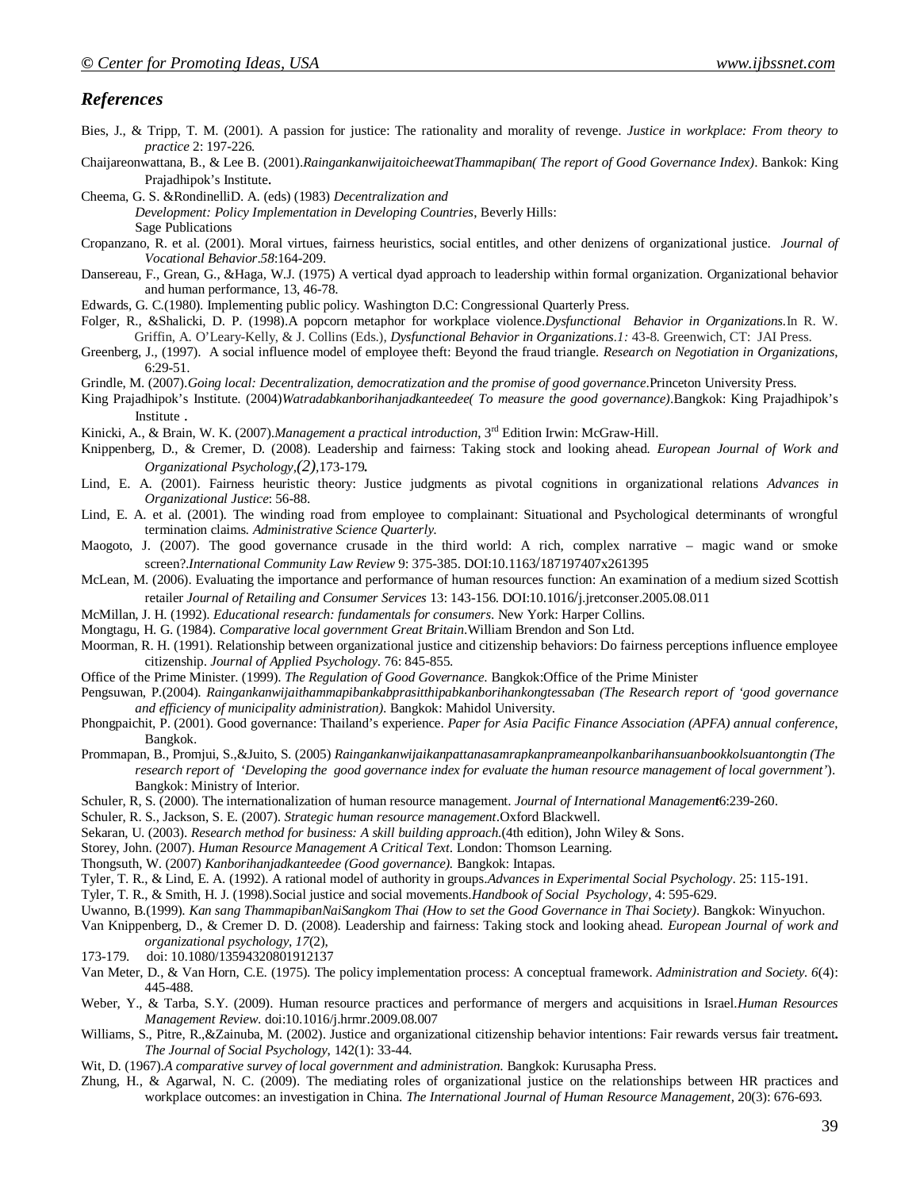## *References*

Bies, J., & Tripp, T. M. (2001). A passion for justice: The rationality and morality of revenge. *Justice in workplace: From theory to practice* 2: 197-226.

Chaijareonwattana, B., & Lee B. (2001).*RaingankanwijaitoicheewatThammapiban( The report of Good Governance Index)*. Bankok: King Prajadhipok's Institute.

Cheema, G. S. &RondinelliD. A. (eds) (1983) *Decentralization and Development: Policy Implementation in Developing Countries*, Beverly Hills: Sage Publications

Cropanzano, R. et al. (2001). Moral virtues, fairness heuristics, social entitles, and other denizens of organizational justice. *Journal of Vocational Behavior*.*58*:164-209.

Dansereau, F., Grean, G., &Haga, W.J. (1975) A vertical dyad approach to leadership within formal organization. Organizational behavior and human performance, 13, 46-78.

Edwards, G. C.(1980). Implementing public policy. Washington D.C: Congressional Quarterly Press.

Folger, R., &Shalicki, D. P. (1998).A popcorn metaphor for workplace violence.*Dysfunctional Behavior in Organizations*.In R. W. Griffin, A. O'Leary-Kelly, & J. Collins (Eds.), *Dysfunctional Behavior in Organizations*.*1:* 43-8. Greenwich, CT: JAI Press.

Greenberg, J., (1997). A social influence model of employee theft: Beyond the fraud triangle. *Research on Negotiation in Organizations*, 6:29-51.

Grindle, M. (2007).*Going local: Decentralization, democratization and the promise of good governance*.Princeton University Press.

King Prajadhipok's Institute. (2004)*Watradabkanborihanjadkanteedee( To measure the good governance)*.Bangkok: King Prajadhipok's Institute .

Kinicki, A., & Brain, W. K. (2007).*Management a practical introduction*, 3rd Edition Irwin: McGraw-Hill.

Knippenberg, D., & Cremer, D. (2008). Leadership and fairness: Taking stock and looking ahead. *European Journal of Work and Organizational Psychology*,*(2)*,173-179**.**

Lind, E. A. (2001). Fairness heuristic theory: Justice judgments as pivotal cognitions in organizational relations *Advances in Organizational Justice*: 56-88.

Lind, E. A. et al. (2001). The winding road from employee to complainant: Situational and Psychological determinants of wrongful termination claims. *Administrative Science Quarterly*.

Maogoto, J. (2007). The good governance crusade in the third world: A rich, complex narrative – magic wand or smoke screen?.*International Community Law Review* 9: 375-385. DOI:10.1163/187197407x261395

McLean, M. (2006). Evaluating the importance and performance of human resources function: An examination of a medium sized Scottish retailer *Journal of Retailing and Consumer Services* 13: 143-156. DOI:10.1016/j.jretconser.2005.08.011

McMillan, J. H. (1992). *Educational research: fundamentals for consumers*. New York: Harper Collins.

Mongtagu, H. G. (1984). *Comparative local government Great Britain*.William Brendon and Son Ltd.

Moorman, R. H. (1991). Relationship between organizational justice and citizenship behaviors: Do fairness perceptions influence employee citizenship. *Journal of Applied Psychology*. 76: 845-855.

Office of the Prime Minister. (1999). *The Regulation of Good Governance*. Bangkok:Office of the Prime Minister

Pengsuwan, P.(2004). *Raingankanwijaithammapibankabprasitthipabkanborihankongtessaban (The Research report of 'good governance and efficiency of municipality administration)*. Bangkok: Mahidol University.

Phongpaichit, P. (2001). Good governance: Thailand's experience. *Paper for Asia Pacific Finance Association (APFA) annual conference*, Bangkok.

Prommapan, B., Promjui, S.,&Juito, S. (2005) *Raingankanwijaikanpattanasamrapkanprameanpolkanbarihansuanbookkolsuantongtin (The research report of 'Developing the good governance index for evaluate the human resource management of local government')*. Bangkok: Ministry of Interior.

Schuler, R, S. (2000). The internationalization of human resource management. *Journal of International Management*6:239-260.

Schuler, R. S., Jackson, S. E. (2007). *Strategic human resource management*.Oxford Blackwell.

Sekaran, U. (2003). *Research method for business: A skill building approach*.(4th edition), John Wiley & Sons.

Storey, John. (2007). *Human Resource Management A Critical Text*. London: Thomson Learning.

Thongsuth, W. (2007) *Kanborihanjadkanteedee (Good governance)*. Bangkok: Intapas.

Tyler, T. R., & Lind, E. A. (1992). A rational model of authority in groups.*Advances in Experimental Social Psychology*. 25: 115-191.

Tyler, T. R., & Smith, H. J. (1998).Social justice and social movements.*Handbook of Social Psychology*, 4: 595-629.

Uwanno, B.(1999). *Kan sang ThammapibanNaiSangkom Thai (How to set the Good Governance in Thai Society)*. Bangkok: Winyuchon.

Van Knippenberg, D., & Cremer D. D. (2008). Leadership and fairness: Taking stock and looking ahead. *European Journal of work and organizational psychology*, *17*(2),
173-179. doi: 10.1080/13594320801912137

Van Meter, D., & Van Horn, C.E. (1975). The policy implementation process: A conceptual framework. *Administration and Society*. *6*(4): 445-488.

Weber, Y., & Tarba, S.Y. (2009). Human resource practices and performance of mergers and acquisitions in Israel.*Human Resources Management Review*. doi:10.1016/j.hrmr.2009.08.007

Williams, S., Pitre, R.,&Zainuba, M. (2002). Justice and organizational citizenship behavior intentions: Fair rewards versus fair treatment**.** *The Journal of Social Psychology*, 142(1): 33-44.

Wit, D. (1967).*A comparative survey of local government and administration*. Bangkok: Kurusapha Press.

Zhung, H., & Agarwal, N. C. (2009). The mediating roles of organizational justice on the relationships between HR practices and workplace outcomes: an investigation in China. *The International Journal of Human Resource Management*, 20(3): 676-693.